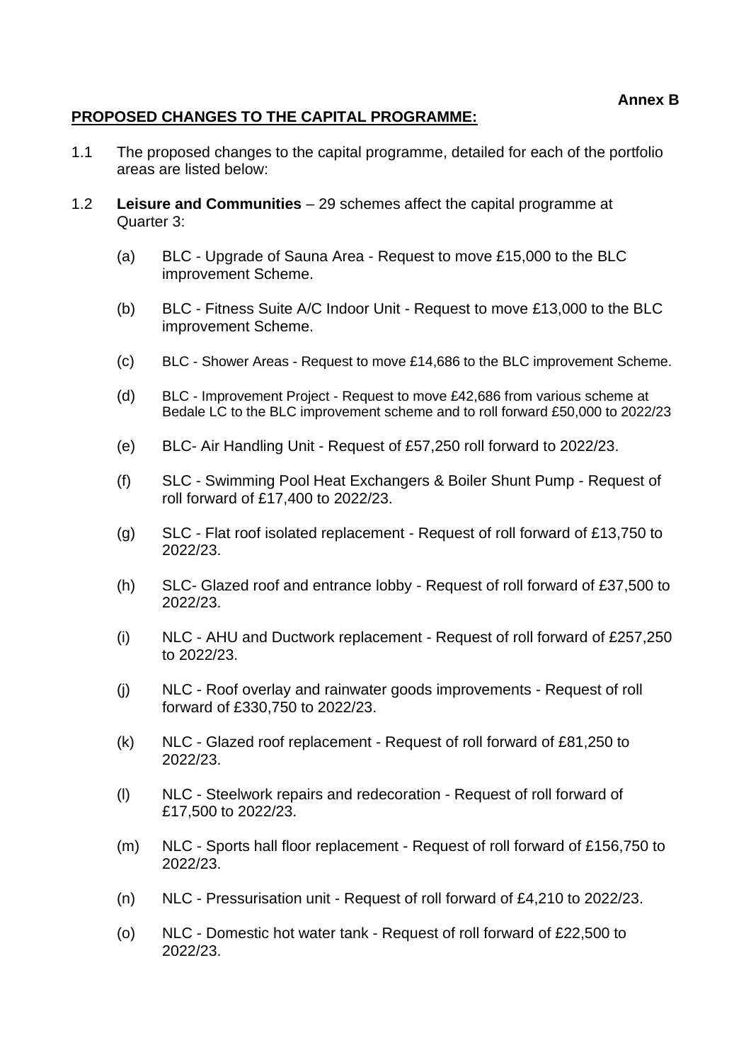**Annex B**

**PROPOSED CHANGES TO THE CAPITAL PROGRAMME:**

1.1 The proposed changes to the capital programme, detailed for each of the portfolio areas are listed below:

1.2 **Leisure and Communities** – 29 schemes affect the capital programme at Quarter 3:

(a) BLC - Upgrade of Sauna Area - Request to move £15,000 to the BLC improvement Scheme.

(b) BLC - Fitness Suite A/C Indoor Unit - Request to move £13,000 to the BLC improvement Scheme.

(c) BLC - Shower Areas - Request to move £14,686 to the BLC improvement Scheme.

(d) BLC - Improvement Project - Request to move £42,686 from various scheme at Bedale LC to the BLC improvement scheme and to roll forward £50,000 to 2022/23

(e) BLC- Air Handling Unit - Request of £57,250 roll forward to 2022/23.

(f) SLC - Swimming Pool Heat Exchangers & Boiler Shunt Pump - Request of roll forward of £17,400 to 2022/23.

(g) SLC - Flat roof isolated replacement - Request of roll forward of £13,750 to 2022/23.

(h) SLC- Glazed roof and entrance lobby - Request of roll forward of £37,500 to 2022/23.

(i) NLC - AHU and Ductwork replacement - Request of roll forward of £257,250 to 2022/23.

(j) NLC - Roof overlay and rainwater goods improvements - Request of roll forward of £330,750 to 2022/23.

(k) NLC - Glazed roof replacement - Request of roll forward of £81,250 to 2022/23.

(l) NLC - Steelwork repairs and redecoration - Request of roll forward of £17,500 to 2022/23.

(m) NLC - Sports hall floor replacement - Request of roll forward of £156,750 to 2022/23.

(n) NLC - Pressurisation unit - Request of roll forward of £4,210 to 2022/23.

(o) NLC - Domestic hot water tank - Request of roll forward of £22,500 to 2022/23.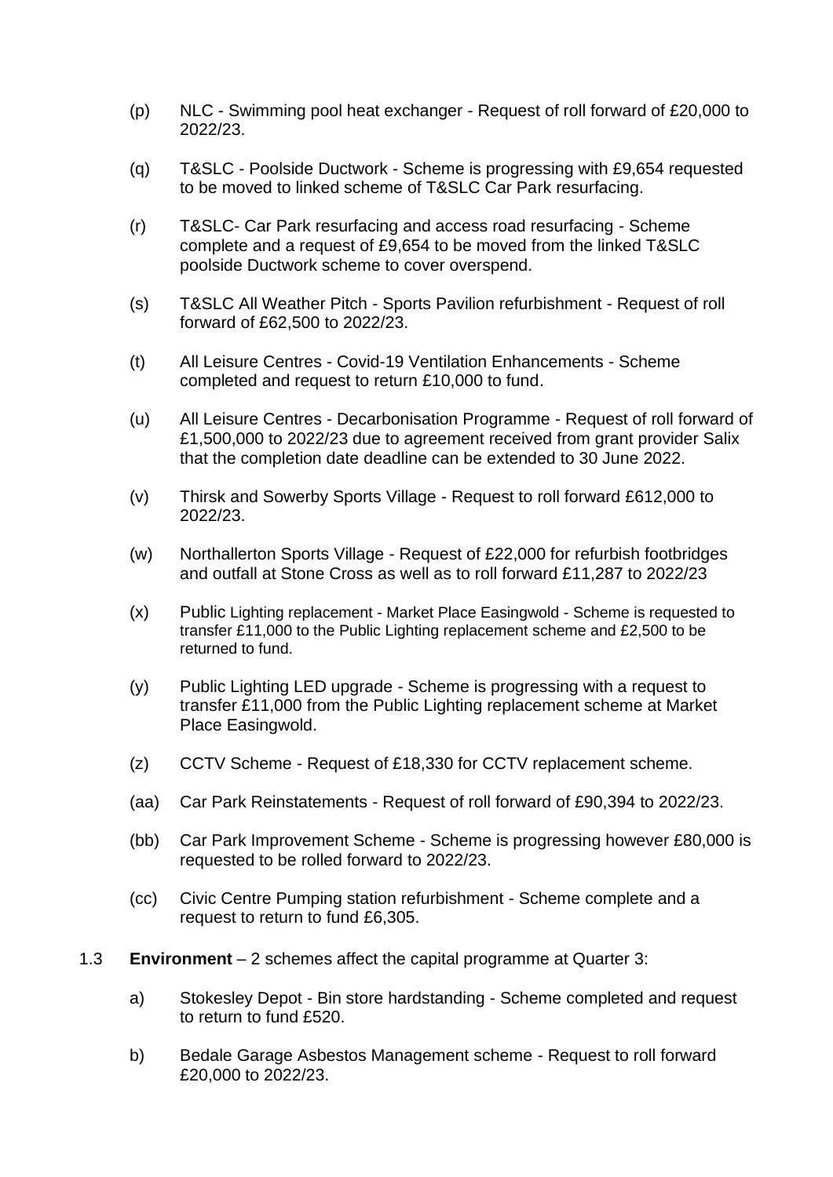(p) NLC - Swimming pool heat exchanger - Request of roll forward of £20,000 to 2022/23.

(q) T&SLC - Poolside Ductwork - Scheme is progressing with £9,654 requested to be moved to linked scheme of T&SLC Car Park resurfacing.

(r) T&SLC- Car Park resurfacing and access road resurfacing - Scheme complete and a request of £9,654 to be moved from the linked T&SLC poolside Ductwork scheme to cover overspend.

(s) T&SLC All Weather Pitch - Sports Pavilion refurbishment - Request of roll forward of £62,500 to 2022/23.

(t) All Leisure Centres - Covid-19 Ventilation Enhancements - Scheme completed and request to return £10,000 to fund.

(u) All Leisure Centres - Decarbonisation Programme - Request of roll forward of £1,500,000 to 2022/23 due to agreement received from grant provider Salix that the completion date deadline can be extended to 30 June 2022.

(v) Thirsk and Sowerby Sports Village - Request to roll forward £612,000 to 2022/23.

(w) Northallerton Sports Village - Request of £22,000 for refurbish footbridges and outfall at Stone Cross as well as to roll forward £11,287 to 2022/23

(x) Public Lighting replacement - Market Place Easingwold - Scheme is requested to transfer £11,000 to the Public Lighting replacement scheme and £2,500 to be returned to fund.

(y) Public Lighting LED upgrade - Scheme is progressing with a request to transfer £11,000 from the Public Lighting replacement scheme at Market Place Easingwold.

(z) CCTV Scheme - Request of £18,330 for CCTV replacement scheme.

(aa) Car Park Reinstatements - Request of roll forward of £90,394 to 2022/23.

(bb) Car Park Improvement Scheme - Scheme is progressing however £80,000 is requested to be rolled forward to 2022/23.

(cc) Civic Centre Pumping station refurbishment - Scheme complete and a request to return to fund £6,305.

1.3 **Environment** – 2 schemes affect the capital programme at Quarter 3:

a) Stokesley Depot - Bin store hardstanding - Scheme completed and request to return to fund £520.

b) Bedale Garage Asbestos Management scheme - Request to roll forward £20,000 to 2022/23.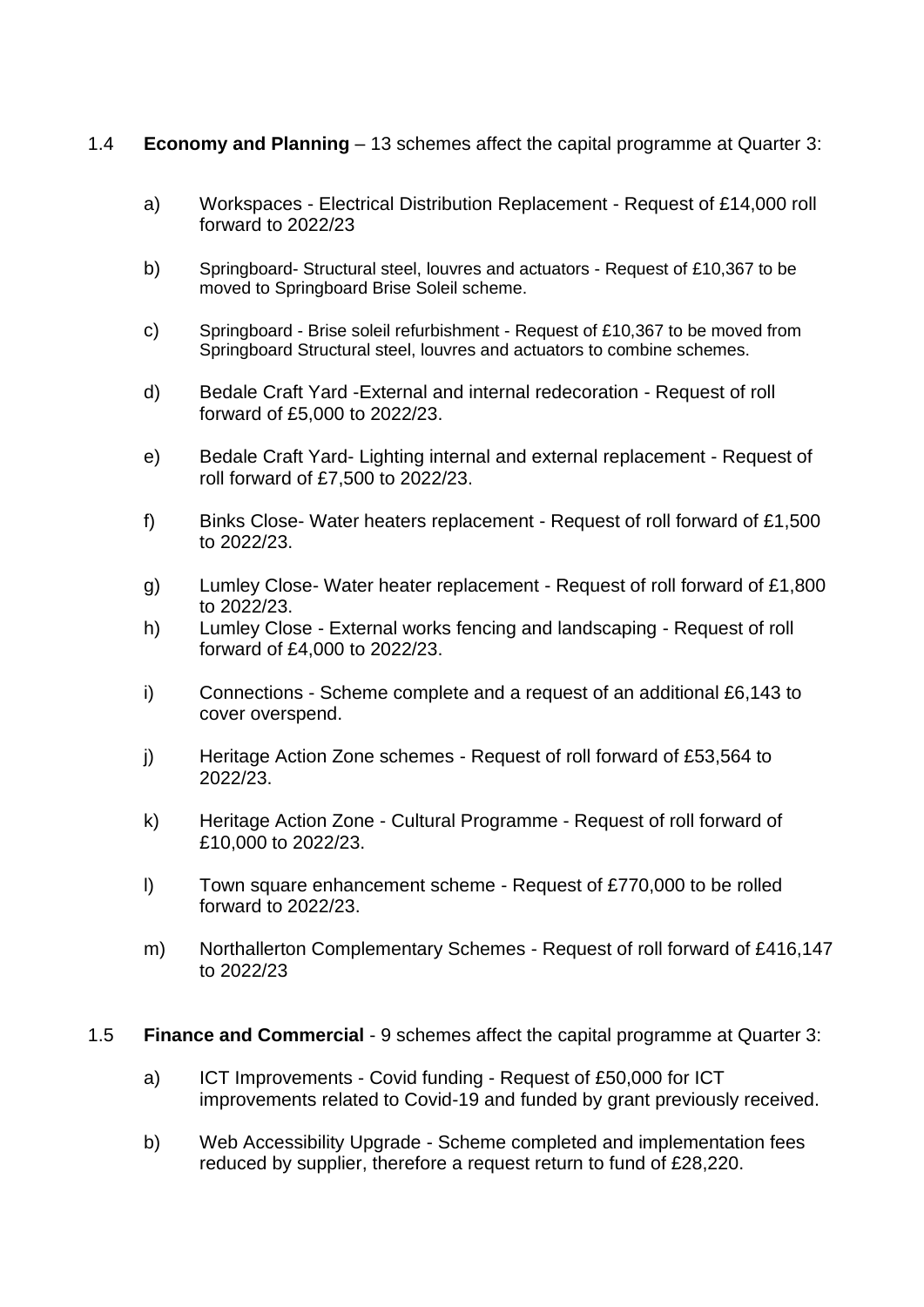1.4 **Economy and Planning** – 13 schemes affect the capital programme at Quarter 3:

a) Workspaces - Electrical Distribution Replacement - Request of £14,000 roll forward to 2022/23

b) Springboard- Structural steel, louvres and actuators - Request of £10,367 to be moved to Springboard Brise Soleil scheme.

c) Springboard - Brise soleil refurbishment - Request of £10,367 to be moved from Springboard Structural steel, louvres and actuators to combine schemes.

d) Bedale Craft Yard -External and internal redecoration - Request of roll forward of £5,000 to 2022/23.

e) Bedale Craft Yard- Lighting internal and external replacement - Request of roll forward of £7,500 to 2022/23.

f) Binks Close- Water heaters replacement - Request of roll forward of £1,500 to 2022/23.

g) Lumley Close- Water heater replacement - Request of roll forward of £1,800 to 2022/23.

h) Lumley Close - External works fencing and landscaping - Request of roll forward of £4,000 to 2022/23.

i) Connections - Scheme complete and a request of an additional £6,143 to cover overspend.

j) Heritage Action Zone schemes - Request of roll forward of £53,564 to 2022/23.

k) Heritage Action Zone - Cultural Programme - Request of roll forward of £10,000 to 2022/23.

l) Town square enhancement scheme - Request of £770,000 to be rolled forward to 2022/23.

m) Northallerton Complementary Schemes - Request of roll forward of £416,147 to 2022/23

1.5 **Finance and Commercial** - 9 schemes affect the capital programme at Quarter 3:

a) ICT Improvements - Covid funding - Request of £50,000 for ICT improvements related to Covid-19 and funded by grant previously received.

b) Web Accessibility Upgrade - Scheme completed and implementation fees reduced by supplier, therefore a request return to fund of £28,220.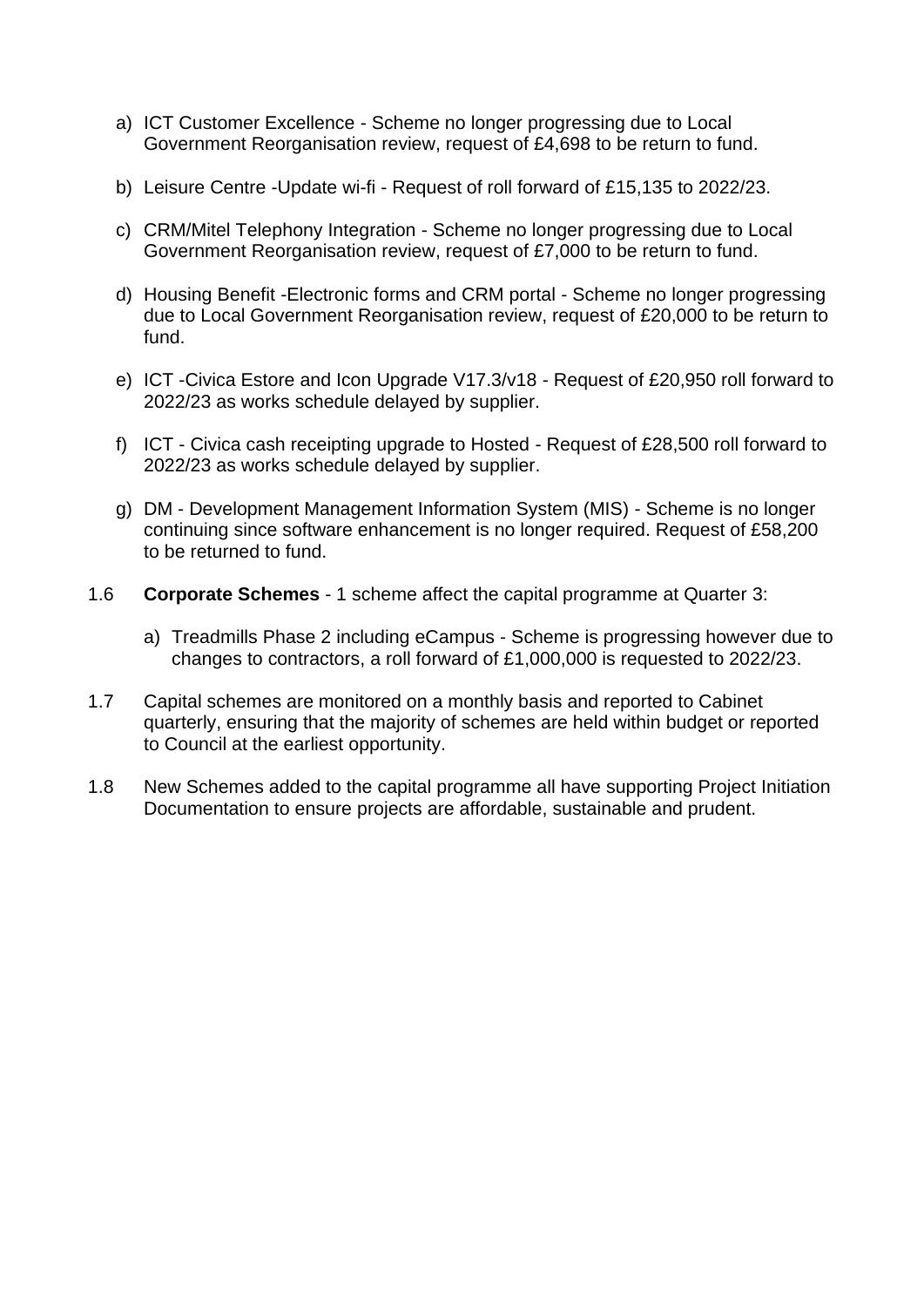a) ICT Customer Excellence - Scheme no longer progressing due to Local Government Reorganisation review, request of £4,698 to be return to fund.

b) Leisure Centre -Update wi-fi - Request of roll forward of £15,135 to 2022/23.

c) CRM/Mitel Telephony Integration - Scheme no longer progressing due to Local Government Reorganisation review, request of £7,000 to be return to fund.

d) Housing Benefit -Electronic forms and CRM portal - Scheme no longer progressing due to Local Government Reorganisation review, request of £20,000 to be return to fund.

e) ICT -Civica Estore and Icon Upgrade V17.3/v18 - Request of £20,950 roll forward to 2022/23 as works schedule delayed by supplier.

f) ICT - Civica cash receipting upgrade to Hosted - Request of £28,500 roll forward to 2022/23 as works schedule delayed by supplier.

g) DM - Development Management Information System (MIS) - Scheme is no longer continuing since software enhancement is no longer required. Request of £58,200 to be returned to fund.

1.6 **Corporate Schemes** - 1 scheme affect the capital programme at Quarter 3:

a) Treadmills Phase 2 including eCampus - Scheme is progressing however due to changes to contractors, a roll forward of £1,000,000 is requested to 2022/23.

1.7 Capital schemes are monitored on a monthly basis and reported to Cabinet quarterly, ensuring that the majority of schemes are held within budget or reported to Council at the earliest opportunity.

1.8 New Schemes added to the capital programme all have supporting Project Initiation Documentation to ensure projects are affordable, sustainable and prudent.